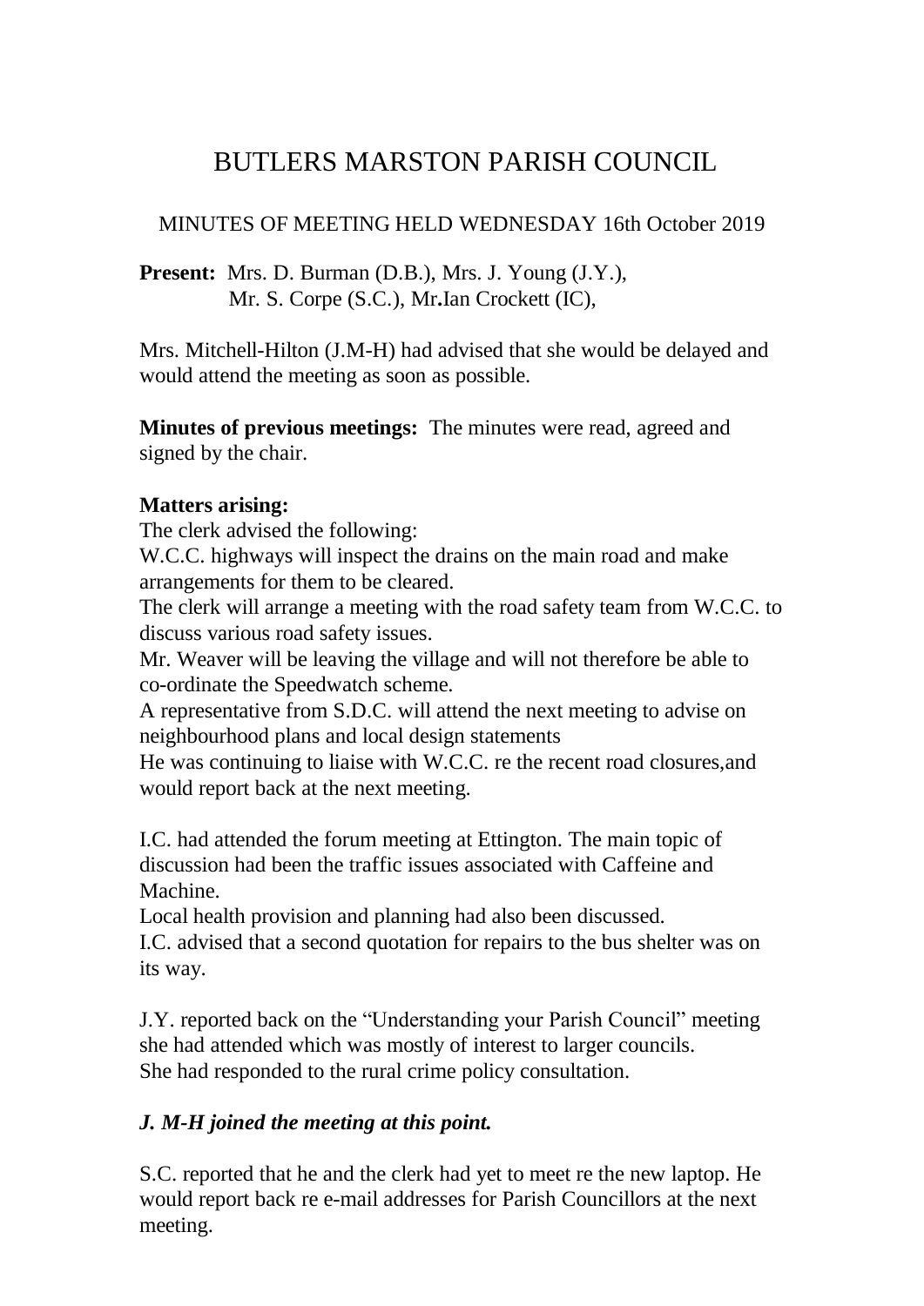# BUTLERS MARSTON PARISH COUNCIL

MINUTES OF MEETING HELD WEDNESDAY 16th October 2019

**Present:** Mrs. D. Burman (D.B.), Mrs. J. Young (J.Y.), Mr. S. Corpe (S.C.), Mr**.**Ian Crockett (IC),

Mrs. Mitchell-Hilton (J.M-H) had advised that she would be delayed and would attend the meeting as soon as possible.

**Minutes of previous meetings:** The minutes were read, agreed and signed by the chair.

**Matters arising:**

The clerk advised the following:

W.C.C. highways will inspect the drains on the main road and make arrangements for them to be cleared.

The clerk will arrange a meeting with the road safety team from W.C.C. to discuss various road safety issues.

Mr. Weaver will be leaving the village and will not therefore be able to co-ordinate the Speedwatch scheme.

A representative from S.D.C. will attend the next meeting to advise on neighbourhood plans and local design statements

He was continuing to liaise with W.C.C. re the recent road closures,and would report back at the next meeting.

I.C. had attended the forum meeting at Ettington. The main topic of discussion had been the traffic issues associated with Caffeine and Machine.

Local health provision and planning had also been discussed.

I.C. advised that a second quotation for repairs to the bus shelter was on its way.

J.Y. reported back on the "Understanding your Parish Council" meeting she had attended which was mostly of interest to larger councils.

She had responded to the rural crime policy consultation.

***J. M-H joined the meeting at this point.***

S.C. reported that he and the clerk had yet to meet re the new laptop. He would report back re e-mail addresses for Parish Councillors at the next meeting.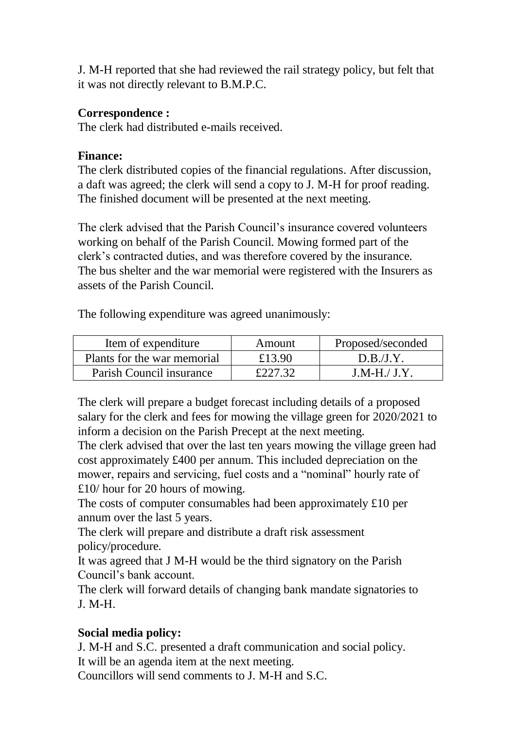J. M-H reported that she had reviewed the rail strategy policy, but felt that it was not directly relevant to B.M.P.C.

**Correspondence :**
The clerk had distributed e-mails received.

**Finance:**
The clerk distributed copies of the financial regulations. After discussion, a daft was agreed; the clerk will send a copy to J. M-H for proof reading. The finished document will be presented at the next meeting.

The clerk advised that the Parish Council's insurance covered volunteers working on behalf of the Parish Council. Mowing formed part of the clerk's contracted duties, and was therefore covered by the insurance. The bus shelter and the war memorial were registered with the Insurers as assets of the Parish Council.

The following expenditure was agreed unanimously:

| Item of expenditure | Amount | Proposed/seconded |
| --- | --- | --- |
| Plants for the war memorial | £13.90 | D.B./J.Y. |
| Parish Council insurance | £227.32 | J.M-H./ J.Y. |

The clerk will prepare a budget forecast including details of a proposed salary for the clerk and fees for mowing the village green for 2020/2021 to inform a decision on the Parish Precept at the next meeting.
The clerk advised that over the last ten years mowing the village green had cost approximately £400 per annum. This included depreciation on the mower, repairs and servicing, fuel costs and a "nominal" hourly rate of £10/ hour for 20 hours of mowing.
The costs of computer consumables had been approximately £10 per annum over the last 5 years.
The clerk will prepare and distribute a draft risk assessment policy/procedure.
It was agreed that J M-H would be the third signatory on the Parish Council's bank account.
The clerk will forward details of changing bank mandate signatories to J. M-H.

**Social media policy:**
J. M-H and S.C. presented a draft communication and social policy.
It will be an agenda item at the next meeting.
Councillors will send comments to J. M-H and S.C.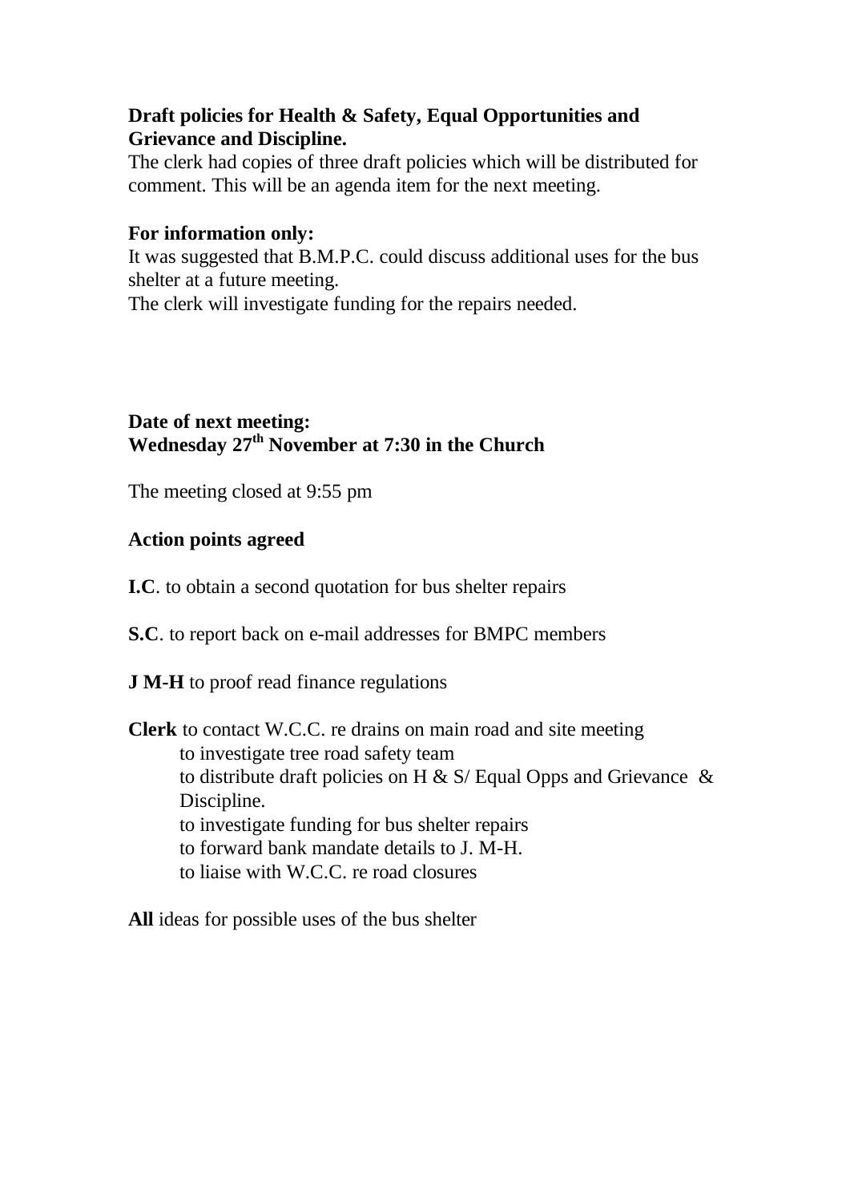**Draft policies for Health & Safety, Equal Opportunities and Grievance and Discipline.**

The clerk had copies of three draft policies which will be distributed for comment. This will be an agenda item for the next meeting.

**For information only:**

It was suggested that B.M.P.C. could discuss additional uses for the bus shelter at a future meeting.

The clerk will investigate funding for the repairs needed.

**Date of next meeting:**
**Wednesday 27th November at 7:30 in the Church**

The meeting closed at 9:55 pm

**Action points agreed**

**I.C**. to obtain a second quotation for bus shelter repairs

**S.C**. to report back on e-mail addresses for BMPC members

**J M-H** to proof read finance regulations

**Clerk** to contact W.C.C. re drains on main road and site meeting
- to investigate tree road safety team
- to distribute draft policies on H & S/ Equal Opps and Grievance & Discipline.
- to investigate funding for bus shelter repairs
- to forward bank mandate details to J. M-H.
- to liaise with W.C.C. re road closures

**All** ideas for possible uses of the bus shelter